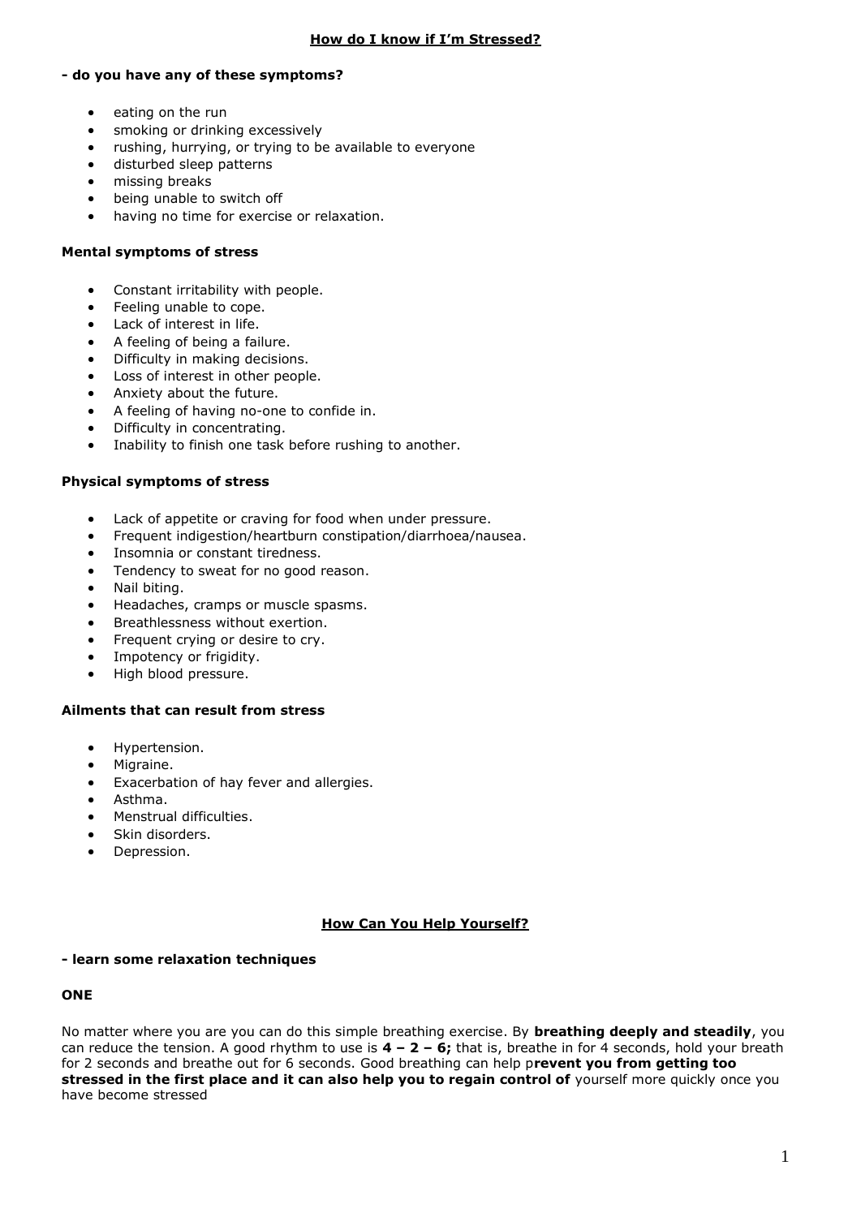## How do I know if I'm Stressed?

**- do you have any of these symptoms?**

- eating on the run
- smoking or drinking excessively
- rushing, hurrying, or trying to be available to everyone
- disturbed sleep patterns
- missing breaks
- being unable to switch off
- having no time for exercise or relaxation.

**Mental symptoms of stress**

- Constant irritability with people.
- Feeling unable to cope.
- Lack of interest in life.
- A feeling of being a failure.
- Difficulty in making decisions.
- Loss of interest in other people.
- Anxiety about the future.
- A feeling of having no-one to confide in.
- Difficulty in concentrating.
- Inability to finish one task before rushing to another.

**Physical symptoms of stress**

- Lack of appetite or craving for food when under pressure.
- Frequent indigestion/heartburn constipation/diarrhoea/nausea.
- Insomnia or constant tiredness.
- Tendency to sweat for no good reason.
- Nail biting.
- Headaches, cramps or muscle spasms.
- Breathlessness without exertion.
- Frequent crying or desire to cry.
- Impotency or frigidity.
- High blood pressure.

**Ailments that can result from stress**

- Hypertension.
- Migraine.
- Exacerbation of hay fever and allergies.
- Asthma.
- Menstrual difficulties.
- Skin disorders.
- Depression.

## How Can You Help Yourself?

**- learn some relaxation techniques**

**ONE**

No matter where you are you can do this simple breathing exercise. By **breathing deeply and steadily**, you can reduce the tension. A good rhythm to use is **4 – 2 – 6;** that is, breathe in for 4 seconds, hold your breath for 2 seconds and breathe out for 6 seconds. Good breathing can help p**revent you from getting too stressed in the first place and it can also help you to regain control of** yourself more quickly once you have become stressed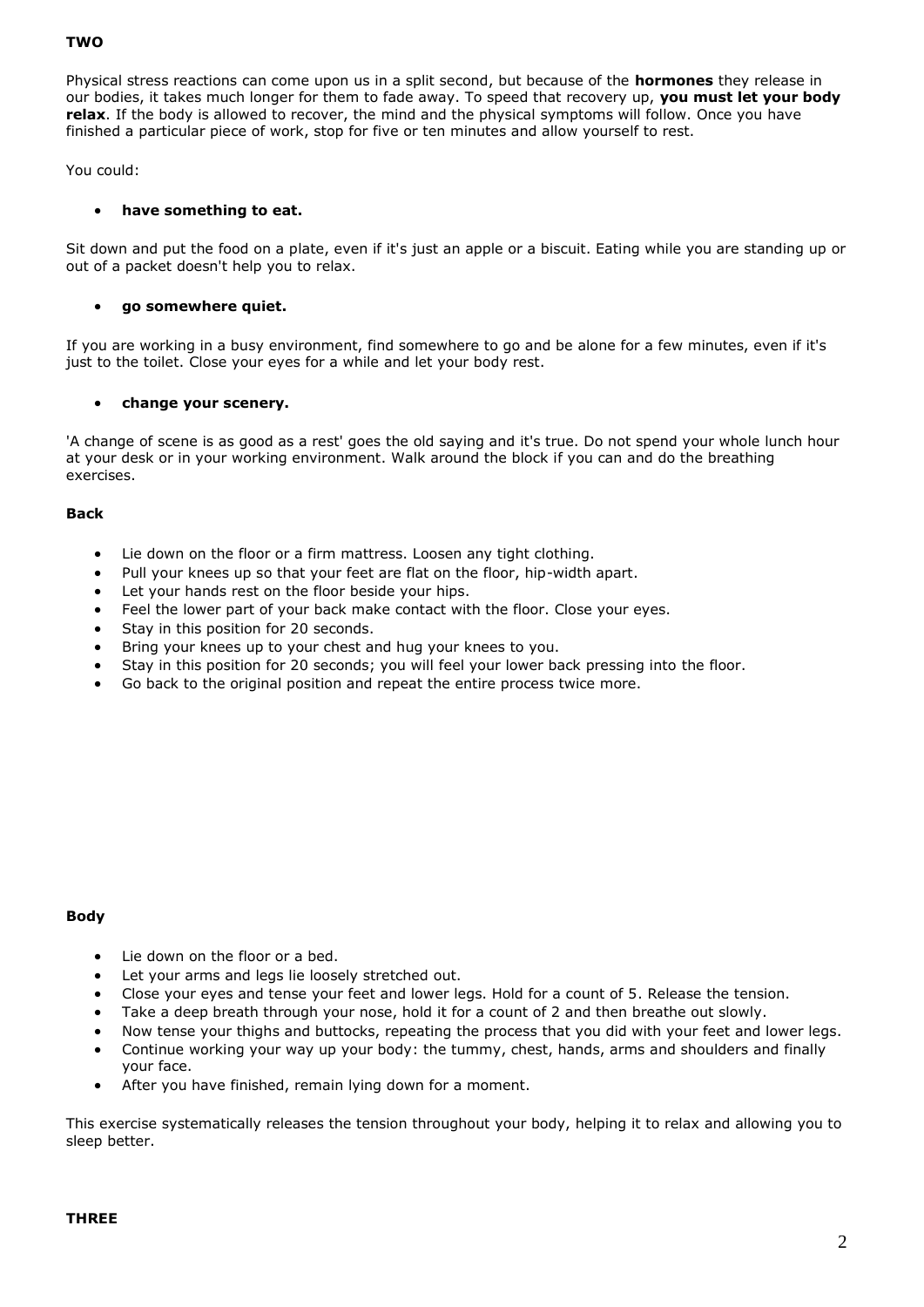**TWO**

Physical stress reactions can come upon us in a split second, but because of the **hormones** they release in our bodies, it takes much longer for them to fade away. To speed that recovery up, **you must let your body relax**. If the body is allowed to recover, the mind and the physical symptoms will follow. Once you have finished a particular piece of work, stop for five or ten minutes and allow yourself to rest.

You could:

- **have something to eat.**

Sit down and put the food on a plate, even if it's just an apple or a biscuit. Eating while you are standing up or out of a packet doesn't help you to relax.

- **go somewhere quiet.**

If you are working in a busy environment, find somewhere to go and be alone for a few minutes, even if it's just to the toilet. Close your eyes for a while and let your body rest.

- **change your scenery.**

'A change of scene is as good as a rest' goes the old saying and it's true. Do not spend your whole lunch hour at your desk or in your working environment. Walk around the block if you can and do the breathing exercises.

**Back**

- Lie down on the floor or a firm mattress. Loosen any tight clothing.
- Pull your knees up so that your feet are flat on the floor, hip-width apart.
- Let your hands rest on the floor beside your hips.
- Feel the lower part of your back make contact with the floor. Close your eyes.
- Stay in this position for 20 seconds.
- Bring your knees up to your chest and hug your knees to you.
- Stay in this position for 20 seconds; you will feel your lower back pressing into the floor.
- Go back to the original position and repeat the entire process twice more.

**Body**

- Lie down on the floor or a bed.
- Let your arms and legs lie loosely stretched out.
- Close your eyes and tense your feet and lower legs. Hold for a count of 5. Release the tension.
- Take a deep breath through your nose, hold it for a count of 2 and then breathe out slowly.
- Now tense your thighs and buttocks, repeating the process that you did with your feet and lower legs.
- Continue working your way up your body: the tummy, chest, hands, arms and shoulders and finally your face.
- After you have finished, remain lying down for a moment.

This exercise systematically releases the tension throughout your body, helping it to relax and allowing you to sleep better.

**THREE**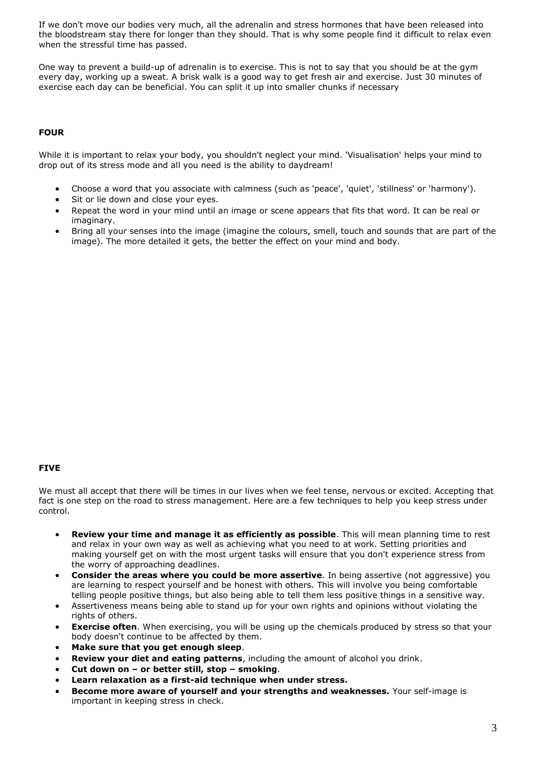If we don't move our bodies very much, all the adrenalin and stress hormones that have been released into the bloodstream stay there for longer than they should. That is why some people find it difficult to relax even when the stressful time has passed.

One way to prevent a build-up of adrenalin is to exercise. This is not to say that you should be at the gym every day, working up a sweat. A brisk walk is a good way to get fresh air and exercise. Just 30 minutes of exercise each day can be beneficial. You can split it up into smaller chunks if necessary

**FOUR**

While it is important to relax your body, you shouldn't neglect your mind. 'Visualisation' helps your mind to drop out of its stress mode and all you need is the ability to daydream!

- Choose a word that you associate with calmness (such as 'peace', 'quiet', 'stillness' or 'harmony').
- Sit or lie down and close your eyes.
- Repeat the word in your mind until an image or scene appears that fits that word. It can be real or imaginary.
- Bring all your senses into the image (imagine the colours, smell, touch and sounds that are part of the image). The more detailed it gets, the better the effect on your mind and body.

**FIVE**

We must all accept that there will be times in our lives when we feel tense, nervous or excited. Accepting that fact is one step on the road to stress management. Here are a few techniques to help you keep stress under control.

- **Review your time and manage it as efficiently as possible**. This will mean planning time to rest and relax in your own way as well as achieving what you need to at work. Setting priorities and making yourself get on with the most urgent tasks will ensure that you don't experience stress from the worry of approaching deadlines.
- **Consider the areas where you could be more assertive**. In being assertive (not aggressive) you are learning to respect yourself and be honest with others. This will involve you being comfortable telling people positive things, but also being able to tell them less positive things in a sensitive way.
- Assertiveness means being able to stand up for your own rights and opinions without violating the rights of others.
- **Exercise often**. When exercising, you will be using up the chemicals produced by stress so that your body doesn't continue to be affected by them.
- **Make sure that you get enough sleep**.
- **Review your diet and eating patterns**, including the amount of alcohol you drink.
- **Cut down on – or better still, stop – smoking**.
- **Learn relaxation as a first-aid technique when under stress.**
- **Become more aware of yourself and your strengths and weaknesses.** Your self-image is important in keeping stress in check.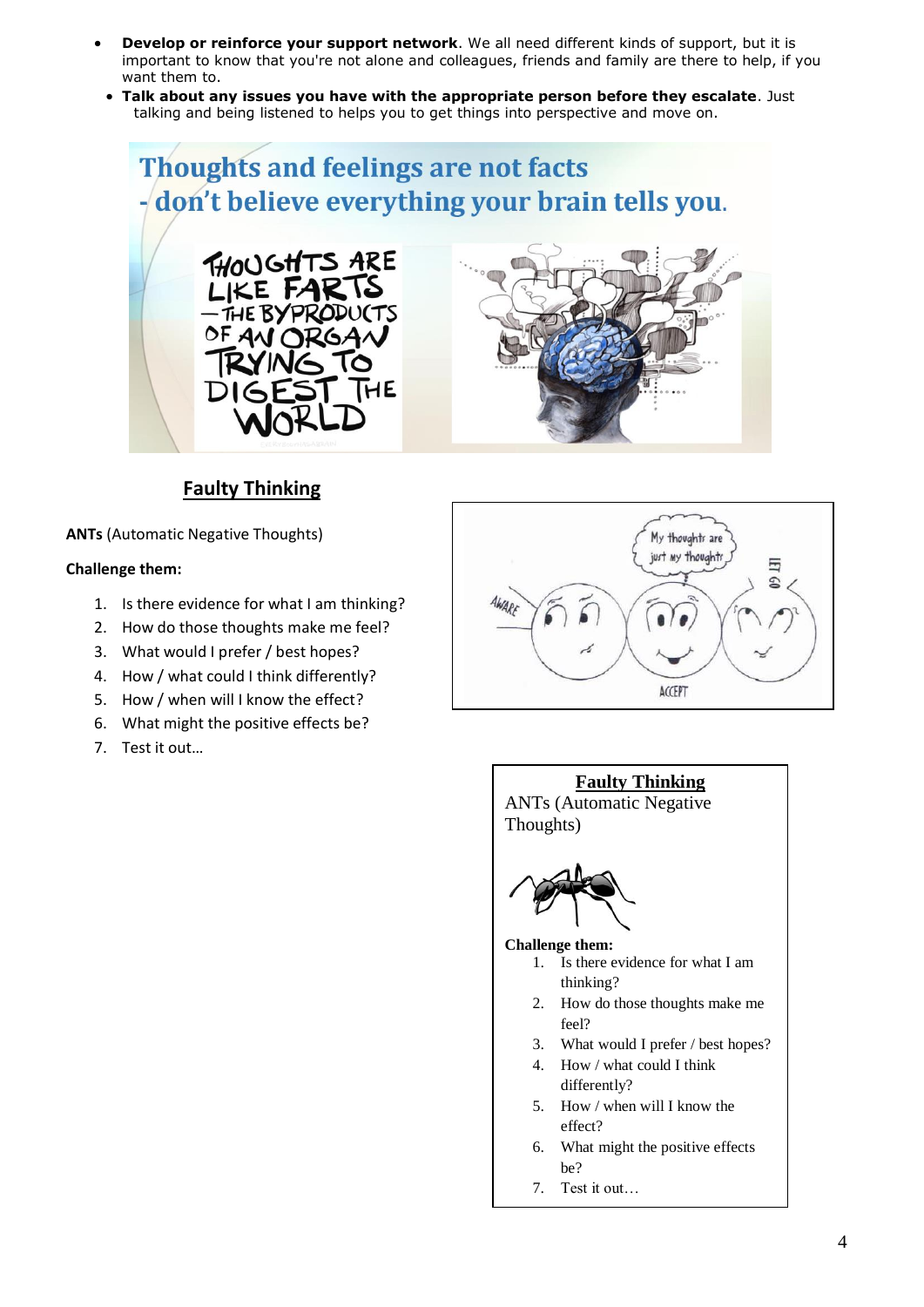- **Develop or reinforce your support network**. We all need different kinds of support, but it is important to know that you're not alone and colleagues, friends and family are there to help, if you want them to.
- **Talk about any issues you have with the appropriate person before they escalate**. Just talking and being listened to helps you to get things into perspective and move on.

## Thoughts and feelings are not facts - don't believe everything your brain tells you.

THOUGHTS ARE LIKE FARTS – THE BYPRODUCTS OF AN ORGAN TRYING TO DIGEST THE WORLD

## Faulty Thinking

**ANTs** (Automatic Negative Thoughts)

**Challenge them:**

1. Is there evidence for what I am thinking?
2. How do those thoughts make me feel?
3. What would I prefer / best hopes?
4. How / what could I think differently?
5. How / when will I know the effect?
6. What might the positive effects be?
7. Test it out…

AWARE

My thoughts are just my thoughts

ACCEPT

LET GO

**Faulty Thinking**

ANTs (Automatic Negative Thoughts)

**Challenge them:**

1. Is there evidence for what I am thinking?
2. How do those thoughts make me feel?
3. What would I prefer / best hopes?
4. How / what could I think differently?
5. How / when will I know the effect?
6. What might the positive effects be?
7. Test it out…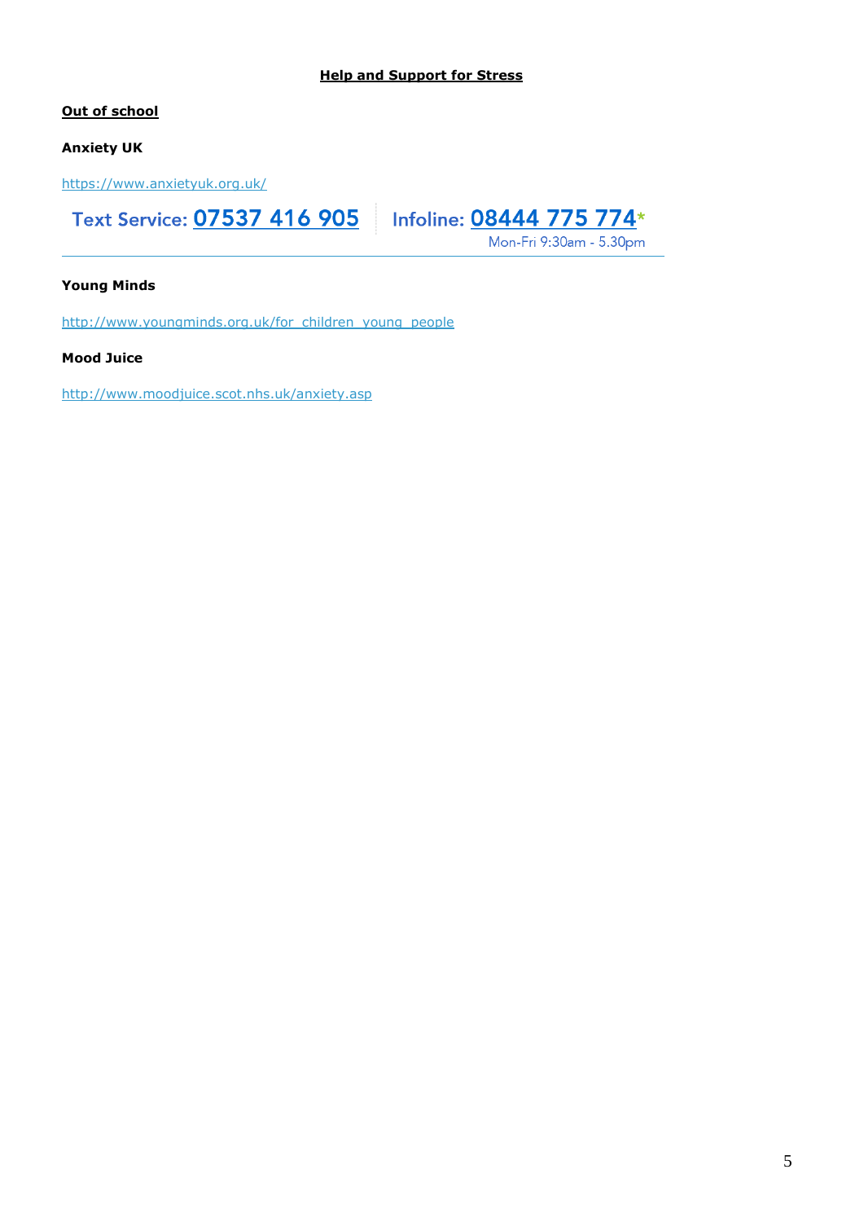## Help and Support for Stress

### Out of school

**Anxiety UK**

https://www.anxietyuk.org.uk/

Text Service: 07537 416 905 | Infoline: 08444 775 774*
Mon-Fri 9:30am - 5.30pm

**Young Minds**

http://www.youngminds.org.uk/for_children_young_people

**Mood Juice**

http://www.moodjuice.scot.nhs.uk/anxiety.asp